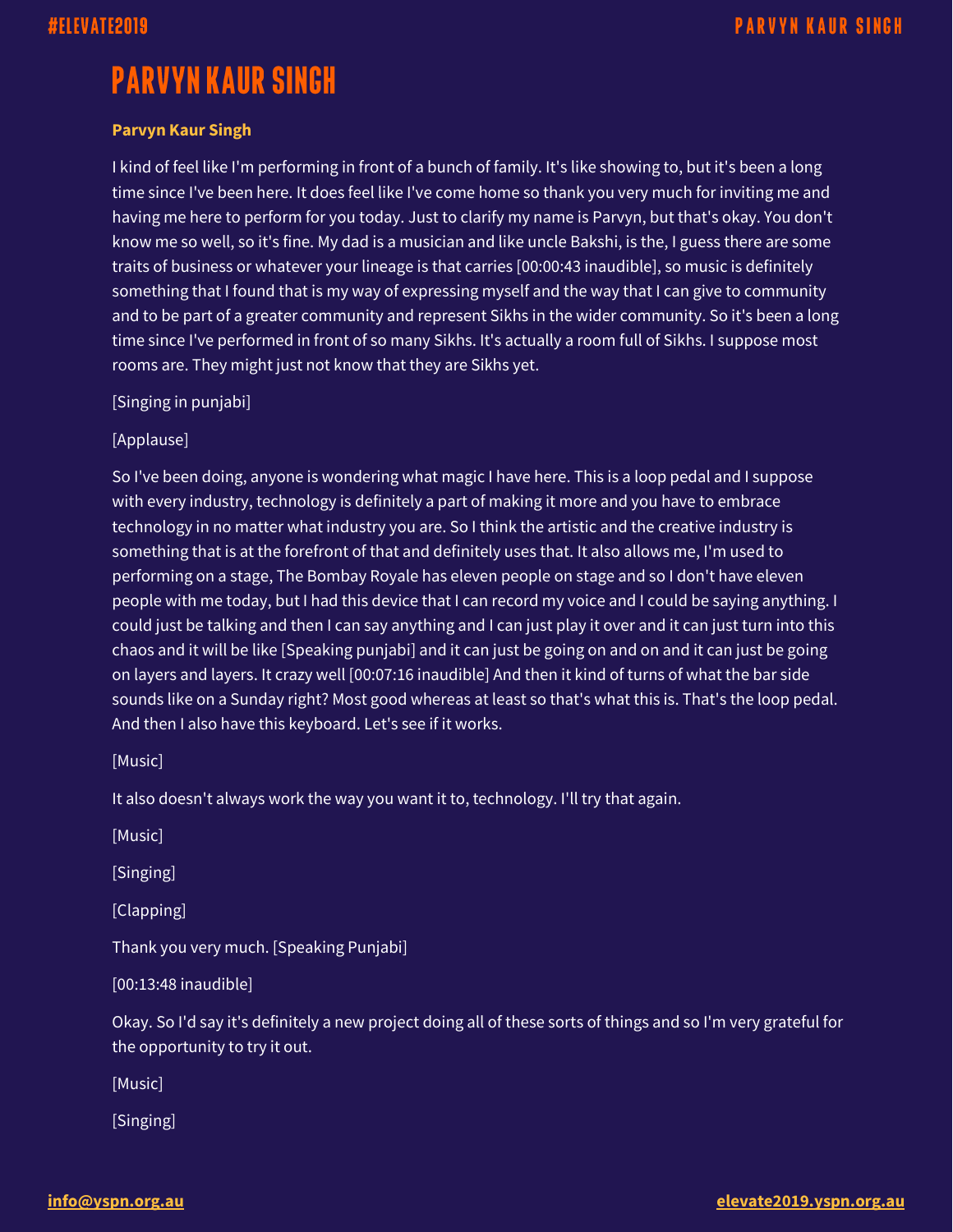# PARVYN KAUR SINGH

**Parvyn Kaur Singh**

I kind of feel like I'm performing in front of a bunch of family. It's like showing to, but it's been a long time since I've been here. It does feel like I've come home so thank you very much for inviting me and having me here to perform for you today. Just to clarify my name is Parvyn, but that's okay. You don't know me so well, so it's fine. My dad is a musician and like uncle Bakshi, is the, I guess there are some traits of business or whatever your lineage is that carries [00:00:43 inaudible], so music is definitely something that I found that is my way of expressing myself and the way that I can give to community and to be part of a greater community and represent Sikhs in the wider community. So it's been a long time since I've performed in front of so many Sikhs. It's actually a room full of Sikhs. I suppose most rooms are. They might just not know that they are Sikhs yet.

[Singing in punjabi]

[Applause]

So I've been doing, anyone is wondering what magic I have here. This is a loop pedal and I suppose with every industry, technology is definitely a part of making it more and you have to embrace technology in no matter what industry you are. So I think the artistic and the creative industry is something that is at the forefront of that and definitely uses that. It also allows me, I'm used to performing on a stage, The Bombay Royale has eleven people on stage and so I don't have eleven people with me today, but I had this device that I can record my voice and I could be saying anything. I could just be talking and then I can say anything and I can just play it over and it can just turn into this chaos and it will be like [Speaking punjabi] and it can just be going on and on and it can just be going on layers and layers. It crazy well [00:07:16 inaudible] And then it kind of turns of what the bar side sounds like on a Sunday right? Most good whereas at least so that's what this is. That's the loop pedal. And then I also have this keyboard. Let's see if it works.

[Music]

It also doesn't always work the way you want it to, technology. I'll try that again.

[Music]

[Singing]

[Clapping]

Thank you very much. [Speaking Punjabi]

[00:13:48 inaudible]

Okay. So I'd say it's definitely a new project doing all of these sorts of things and so I'm very grateful for the opportunity to try it out.

[Music]

[Singing]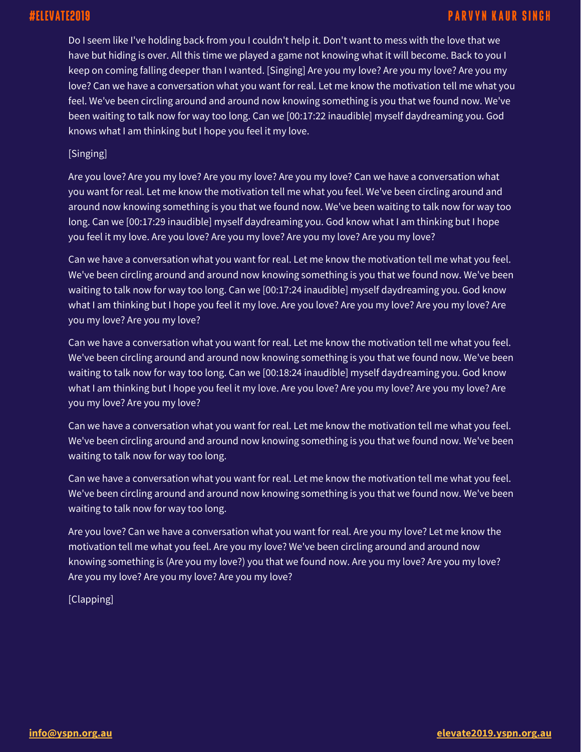Do I seem like I've holding back from you I couldn't help it. Don't want to mess with the love that we have but hiding is over. All this time we played a game not knowing what it will become. Back to you I keep on coming falling deeper than I wanted. [Singing] Are you my love? Are you my love? Are you my love? Can we have a conversation what you want for real. Let me know the motivation tell me what you feel. We've been circling around and around now knowing something is you that we found now. We've been waiting to talk now for way too long. Can we [00:17:22 inaudible] myself daydreaming you. God knows what I am thinking but I hope you feel it my love.

[Singing]

Are you love? Are you my love? Are you my love? Are you my love? Can we have a conversation what you want for real. Let me know the motivation tell me what you feel. We've been circling around and around now knowing something is you that we found now. We've been waiting to talk now for way too long. Can we [00:17:29 inaudible] myself daydreaming you. God know what I am thinking but I hope you feel it my love. Are you love? Are you my love? Are you my love? Are you my love?

Can we have a conversation what you want for real. Let me know the motivation tell me what you feel. We've been circling around and around now knowing something is you that we found now. We've been waiting to talk now for way too long. Can we [00:17:24 inaudible] myself daydreaming you. God know what I am thinking but I hope you feel it my love. Are you love? Are you my love? Are you my love? Are you my love? Are you my love?

Can we have a conversation what you want for real. Let me know the motivation tell me what you feel. We've been circling around and around now knowing something is you that we found now. We've been waiting to talk now for way too long. Can we [00:18:24 inaudible] myself daydreaming you. God know what I am thinking but I hope you feel it my love. Are you love? Are you my love? Are you my love? Are you my love? Are you my love?

Can we have a conversation what you want for real. Let me know the motivation tell me what you feel. We've been circling around and around now knowing something is you that we found now. We've been waiting to talk now for way too long.

Can we have a conversation what you want for real. Let me know the motivation tell me what you feel. We've been circling around and around now knowing something is you that we found now. We've been waiting to talk now for way too long.

Are you love? Can we have a conversation what you want for real. Are you my love? Let me know the motivation tell me what you feel. Are you my love? We've been circling around and around now knowing something is (Are you my love?) you that we found now. Are you my love? Are you my love? Are you my love? Are you my love? Are you my love?

[Clapping]